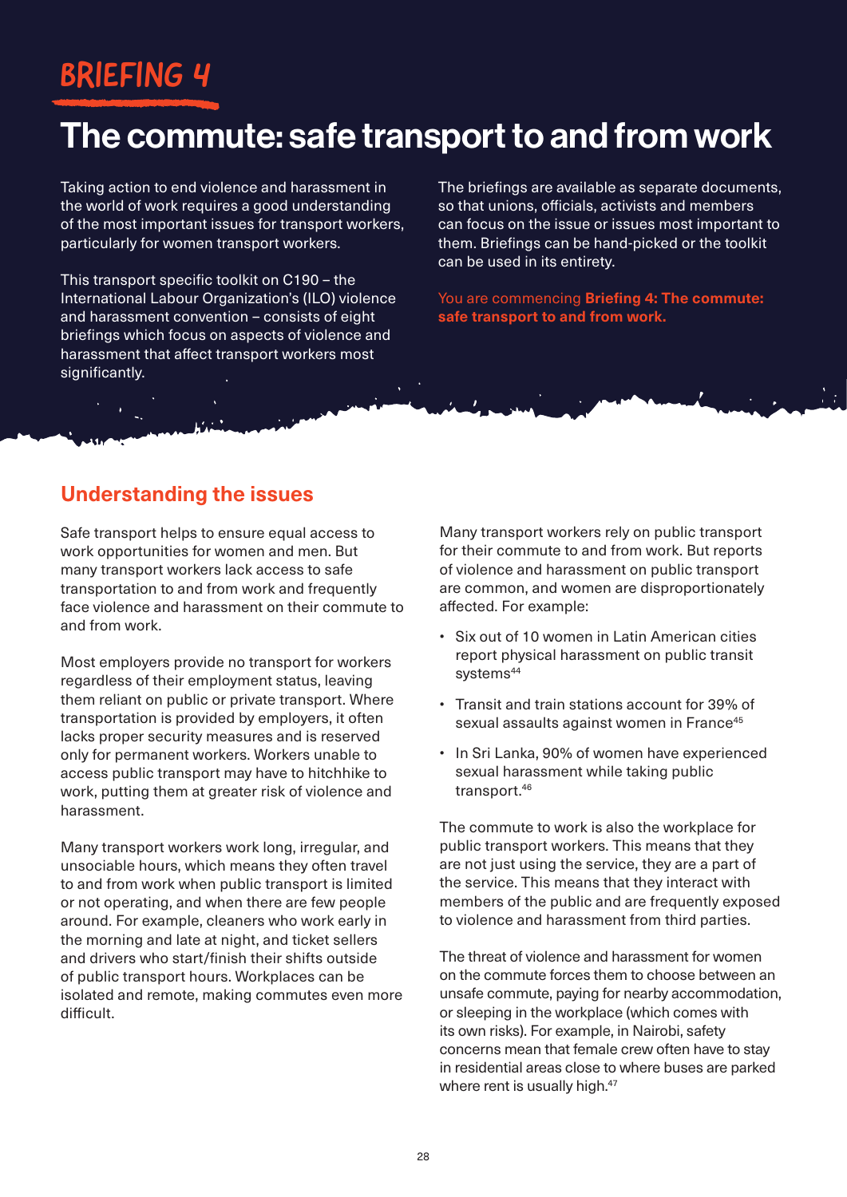# BRIEFING 4

# The commute: safe transport to and from work

Taking action to end violence and harassment in the world of work requires a good understanding of the most important issues for transport workers, particularly for women transport workers.

This transport specific toolkit on C190 – the International Labour Organization's (ILO) violence and harassment convention – consists of eight briefings which focus on aspects of violence and harassment that affect transport workers most significantly.

The briefings are available as separate documents, so that unions, officials, activists and members can focus on the issue or issues most important to them. Briefings can be hand-picked or the toolkit can be used in its entirety.

You are commencing **Briefing 4: The commute: safe transport to and from work.**

## Understanding the issues

Safe transport helps to ensure equal access to work opportunities for women and men. But many transport workers lack access to safe transportation to and from work and frequently face violence and harassment on their commute to and from work.

Most employers provide no transport for workers regardless of their employment status, leaving them reliant on public or private transport. Where transportation is provided by employers, it often lacks proper security measures and is reserved only for permanent workers. Workers unable to access public transport may have to hitchhike to work, putting them at greater risk of violence and harassment.

Many transport workers work long, irregular, and unsociable hours, which means they often travel to and from work when public transport is limited or not operating, and when there are few people around. For example, cleaners who work early in the morning and late at night, and ticket sellers and drivers who start/finish their shifts outside of public transport hours. Workplaces can be isolated and remote, making commutes even more difficult.

Many transport workers rely on public transport for their commute to and from work. But reports of violence and harassment on public transport are common, and women are disproportionately affected. For example:

- Six out of 10 women in Latin American cities report physical harassment on public transit systems[44]
- Transit and train stations account for 39% of sexual assaults against women in France[45]
- In Sri Lanka, 90% of women have experienced sexual harassment while taking public transport.[46]

The commute to work is also the workplace for public transport workers. This means that they are not just using the service, they are a part of the service. This means that they interact with members of the public and are frequently exposed to violence and harassment from third parties.

The threat of violence and harassment for women on the commute forces them to choose between an unsafe commute, paying for nearby accommodation, or sleeping in the workplace (which comes with its own risks). For example, in Nairobi, safety concerns mean that female crew often have to stay in residential areas close to where buses are parked where rent is usually high.[47]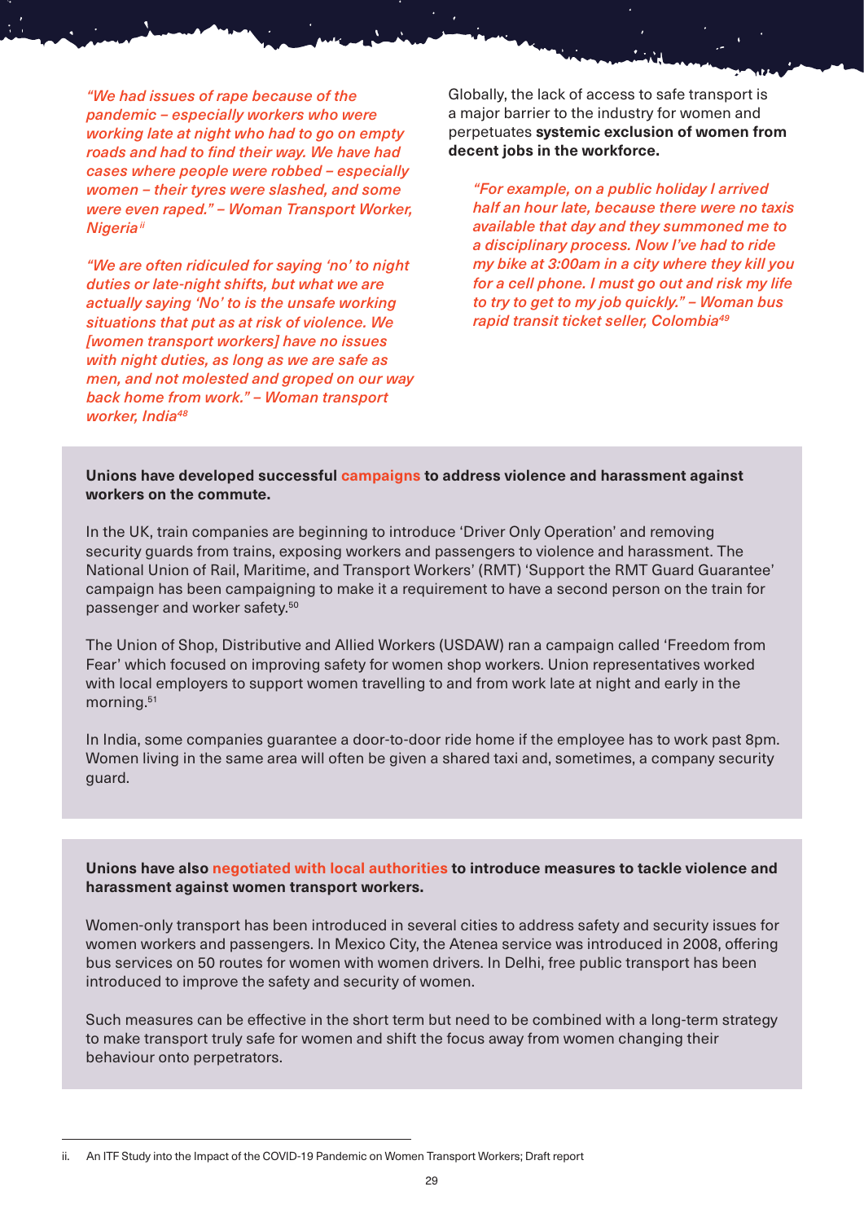*"We had issues of rape because of the pandemic – especially workers who were working late at night who had to go on empty roads and had to find their way. We have had cases where people were robbed – especially women – their tyres were slashed, and some were even raped." – Woman Transport Worker, Nigeria*[ii]

*"We are often ridiculed for saying 'no' to night duties or late-night shifts, but what we are actually saying 'No' to is the unsafe working situations that put as at risk of violence. We [women transport workers] have no issues with night duties, as long as we are safe as men, and not molested and groped on our way back home from work." – Woman transport worker, India*[48]

Globally, the lack of access to safe transport is a major barrier to the industry for women and perpetuates **systemic exclusion of women from decent jobs in the workforce.**

> *"For example, on a public holiday I arrived half an hour late, because there were no taxis available that day and they summoned me to a disciplinary process. Now I've had to ride my bike at 3:00am in a city where they kill you for a cell phone. I must go out and risk my life to try to get to my job quickly." – Woman bus rapid transit ticket seller, Colombia*[49]

**Unions have developed successful campaigns to address violence and harassment against workers on the commute.**

In the UK, train companies are beginning to introduce 'Driver Only Operation' and removing security guards from trains, exposing workers and passengers to violence and harassment. The National Union of Rail, Maritime, and Transport Workers' (RMT) 'Support the RMT Guard Guarantee' campaign has been campaigning to make it a requirement to have a second person on the train for passenger and worker safety.[50]

The Union of Shop, Distributive and Allied Workers (USDAW) ran a campaign called 'Freedom from Fear' which focused on improving safety for women shop workers. Union representatives worked with local employers to support women travelling to and from work late at night and early in the morning.[51]

In India, some companies guarantee a door-to-door ride home if the employee has to work past 8pm. Women living in the same area will often be given a shared taxi and, sometimes, a company security guard.

**Unions have also negotiated with local authorities to introduce measures to tackle violence and harassment against women transport workers.**

Women-only transport has been introduced in several cities to address safety and security issues for women workers and passengers. In Mexico City, the Atenea service was introduced in 2008, offering bus services on 50 routes for women with women drivers. In Delhi, free public transport has been introduced to improve the safety and security of women.

Such measures can be effective in the short term but need to be combined with a long-term strategy to make transport truly safe for women and shift the focus away from women changing their behaviour onto perpetrators.

---

ii. An ITF Study into the Impact of the COVID-19 Pandemic on Women Transport Workers; Draft report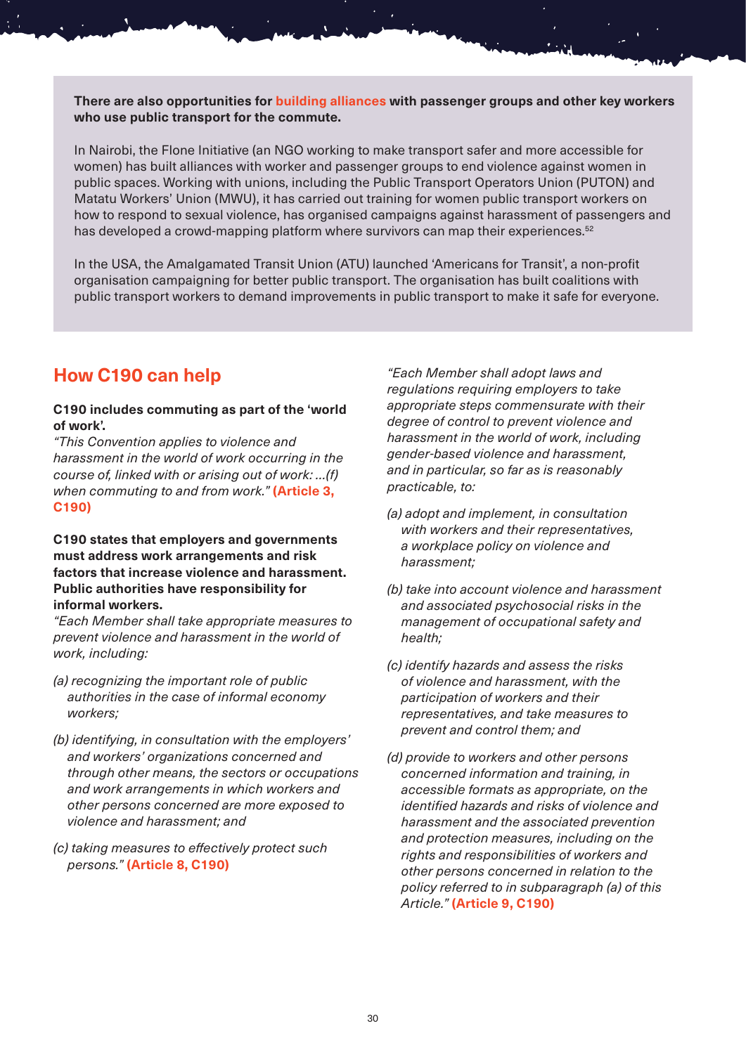**There are also opportunities for building alliances with passenger groups and other key workers who use public transport for the commute.**

In Nairobi, the Flone Initiative (an NGO working to make transport safer and more accessible for women) has built alliances with worker and passenger groups to end violence against women in public spaces. Working with unions, including the Public Transport Operators Union (PUTON) and Matatu Workers' Union (MWU), it has carried out training for women public transport workers on how to respond to sexual violence, has organised campaigns against harassment of passengers and has developed a crowd-mapping platform where survivors can map their experiences.[52]

In the USA, the Amalgamated Transit Union (ATU) launched 'Americans for Transit', a non-profit organisation campaigning for better public transport. The organisation has built coalitions with public transport workers to demand improvements in public transport to make it safe for everyone.

## How C190 can help

**C190 includes commuting as part of the 'world of work'.**

*"This Convention applies to violence and harassment in the world of work occurring in the course of, linked with or arising out of work: ...(f) when commuting to and from work."* **(Article 3, C190)**

**C190 states that employers and governments must address work arrangements and risk factors that increase violence and harassment. Public authorities have responsibility for informal workers.**

*"Each Member shall take appropriate measures to prevent violence and harassment in the world of work, including:*

*(a) recognizing the important role of public authorities in the case of informal economy workers;*

*(b) identifying, in consultation with the employers' and workers' organizations concerned and through other means, the sectors or occupations and work arrangements in which workers and other persons concerned are more exposed to violence and harassment; and*

*(c) taking measures to effectively protect such persons."* **(Article 8, C190)**

*"Each Member shall adopt laws and regulations requiring employers to take appropriate steps commensurate with their degree of control to prevent violence and harassment in the world of work, including gender-based violence and harassment, and in particular, so far as is reasonably practicable, to:*

*(a) adopt and implement, in consultation with workers and their representatives, a workplace policy on violence and harassment;*

*(b) take into account violence and harassment and associated psychosocial risks in the management of occupational safety and health;*

*(c) identify hazards and assess the risks of violence and harassment, with the participation of workers and their representatives, and take measures to prevent and control them; and*

*(d) provide to workers and other persons concerned information and training, in accessible formats as appropriate, on the identified hazards and risks of violence and harassment and the associated prevention and protection measures, including on the rights and responsibilities of workers and other persons concerned in relation to the policy referred to in subparagraph (a) of this Article."* **(Article 9, C190)**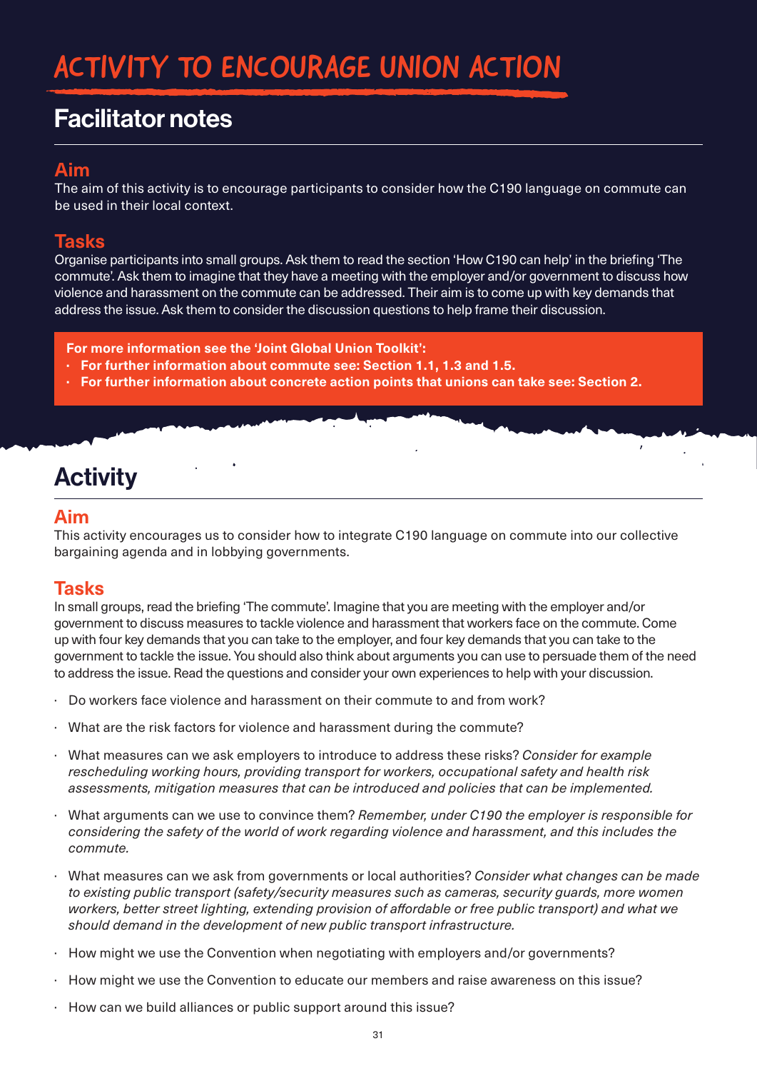# ACTIVITY TO ENCOURAGE UNION ACTION

## Facilitator notes

### Aim

The aim of this activity is to encourage participants to consider how the C190 language on commute can be used in their local context.

### Tasks

Organise participants into small groups. Ask them to read the section 'How C190 can help' in the briefing 'The commute'. Ask them to imagine that they have a meeting with the employer and/or government to discuss how violence and harassment on the commute can be addressed. Their aim is to come up with key demands that address the issue. Ask them to consider the discussion questions to help frame their discussion.

**For more information see the 'Joint Global Union Toolkit':**

- **For further information about commute see: Section 1.1, 1.3 and 1.5.**
- **For further information about concrete action points that unions can take see: Section 2.**

## Activity

### Aim

This activity encourages us to consider how to integrate C190 language on commute into our collective bargaining agenda and in lobbying governments.

### Tasks

In small groups, read the briefing 'The commute'. Imagine that you are meeting with the employer and/or government to discuss measures to tackle violence and harassment that workers face on the commute. Come up with four key demands that you can take to the employer, and four key demands that you can take to the government to tackle the issue. You should also think about arguments you can use to persuade them of the need to address the issue. Read the questions and consider your own experiences to help with your discussion.

- Do workers face violence and harassment on their commute to and from work?
- What are the risk factors for violence and harassment during the commute?
- What measures can we ask employers to introduce to address these risks? *Consider for example rescheduling working hours, providing transport for workers, occupational safety and health risk assessments, mitigation measures that can be introduced and policies that can be implemented.*
- What arguments can we use to convince them? *Remember, under C190 the employer is responsible for considering the safety of the world of work regarding violence and harassment, and this includes the commute.*
- What measures can we ask from governments or local authorities? *Consider what changes can be made to existing public transport (safety/security measures such as cameras, security guards, more women workers, better street lighting, extending provision of affordable or free public transport) and what we should demand in the development of new public transport infrastructure.*
- How might we use the Convention when negotiating with employers and/or governments?
- How might we use the Convention to educate our members and raise awareness on this issue?
- How can we build alliances or public support around this issue?